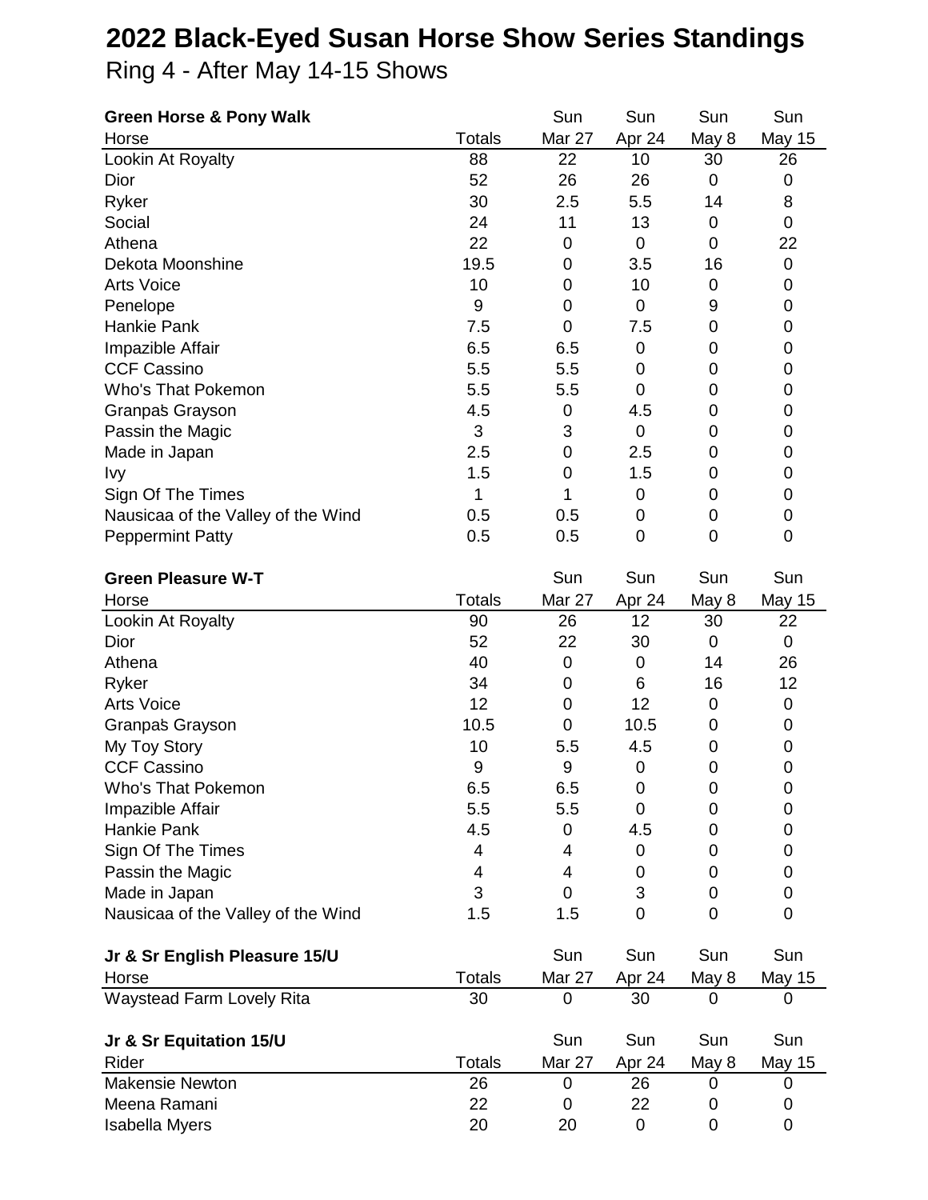# 2022 Black-Eyed Susan Horse Show Series Standings

## Ring 4 - After May 14-15 Shows

**Green Horse & Pony Walk**

| Horse | Totals | Sun Mar 27 | Sun Apr 24 | Sun May 8 | Sun May 15 |
|---|---|---|---|---|---|
| Lookin At Royalty | 88 | 22 | 10 | 30 | 26 |
| Dior | 52 | 26 | 26 | 0 | 0 |
| Ryker | 30 | 2.5 | 5.5 | 14 | 8 |
| Social | 24 | 11 | 13 | 0 | 0 |
| Athena | 22 | 0 | 0 | 0 | 22 |
| Dekota Moonshine | 19.5 | 0 | 3.5 | 16 | 0 |
| Arts Voice | 10 | 0 | 10 | 0 | 0 |
| Penelope | 9 | 0 | 0 | 9 | 0 |
| Hankie Pank | 7.5 | 0 | 7.5 | 0 | 0 |
| Impazible Affair | 6.5 | 6.5 | 0 | 0 | 0 |
| CCF Cassino | 5.5 | 5.5 | 0 | 0 | 0 |
| Who's That Pokemon | 5.5 | 5.5 | 0 | 0 | 0 |
| Granpa's Grayson | 4.5 | 0 | 4.5 | 0 | 0 |
| Passin the Magic | 3 | 3 | 0 | 0 | 0 |
| Made in Japan | 2.5 | 0 | 2.5 | 0 | 0 |
| Ivy | 1.5 | 0 | 1.5 | 0 | 0 |
| Sign Of The Times | 1 | 1 | 0 | 0 | 0 |
| Nausicaa of the Valley of the Wind | 0.5 | 0.5 | 0 | 0 | 0 |
| Peppermint Patty | 0.5 | 0.5 | 0 | 0 | 0 |

**Green Pleasure W-T**

| Horse | Totals | Sun Mar 27 | Sun Apr 24 | Sun May 8 | Sun May 15 |
|---|---|---|---|---|---|
| Lookin At Royalty | 90 | 26 | 12 | 30 | 22 |
| Dior | 52 | 22 | 30 | 0 | 0 |
| Athena | 40 | 0 | 0 | 14 | 26 |
| Ryker | 34 | 0 | 6 | 16 | 12 |
| Arts Voice | 12 | 0 | 12 | 0 | 0 |
| Granpa's Grayson | 10.5 | 0 | 10.5 | 0 | 0 |
| My Toy Story | 10 | 5.5 | 4.5 | 0 | 0 |
| CCF Cassino | 9 | 9 | 0 | 0 | 0 |
| Who's That Pokemon | 6.5 | 6.5 | 0 | 0 | 0 |
| Impazible Affair | 5.5 | 5.5 | 0 | 0 | 0 |
| Hankie Pank | 4.5 | 0 | 4.5 | 0 | 0 |
| Sign Of The Times | 4 | 4 | 0 | 0 | 0 |
| Passin the Magic | 4 | 4 | 0 | 0 | 0 |
| Made in Japan | 3 | 0 | 3 | 0 | 0 |
| Nausicaa of the Valley of the Wind | 1.5 | 1.5 | 0 | 0 | 0 |

**Jr & Sr English Pleasure 15/U**

| Horse | Totals | Sun Mar 27 | Sun Apr 24 | Sun May 8 | Sun May 15 |
|---|---|---|---|---|---|
| Waystead Farm Lovely Rita | 30 | 0 | 30 | 0 | 0 |

**Jr & Sr Equitation 15/U**

| Rider | Totals | Sun Mar 27 | Sun Apr 24 | Sun May 8 | Sun May 15 |
|---|---|---|---|---|---|
| Makensie Newton | 26 | 0 | 26 | 0 | 0 |
| Meena Ramani | 22 | 0 | 22 | 0 | 0 |
| Isabella Myers | 20 | 20 | 0 | 0 | 0 |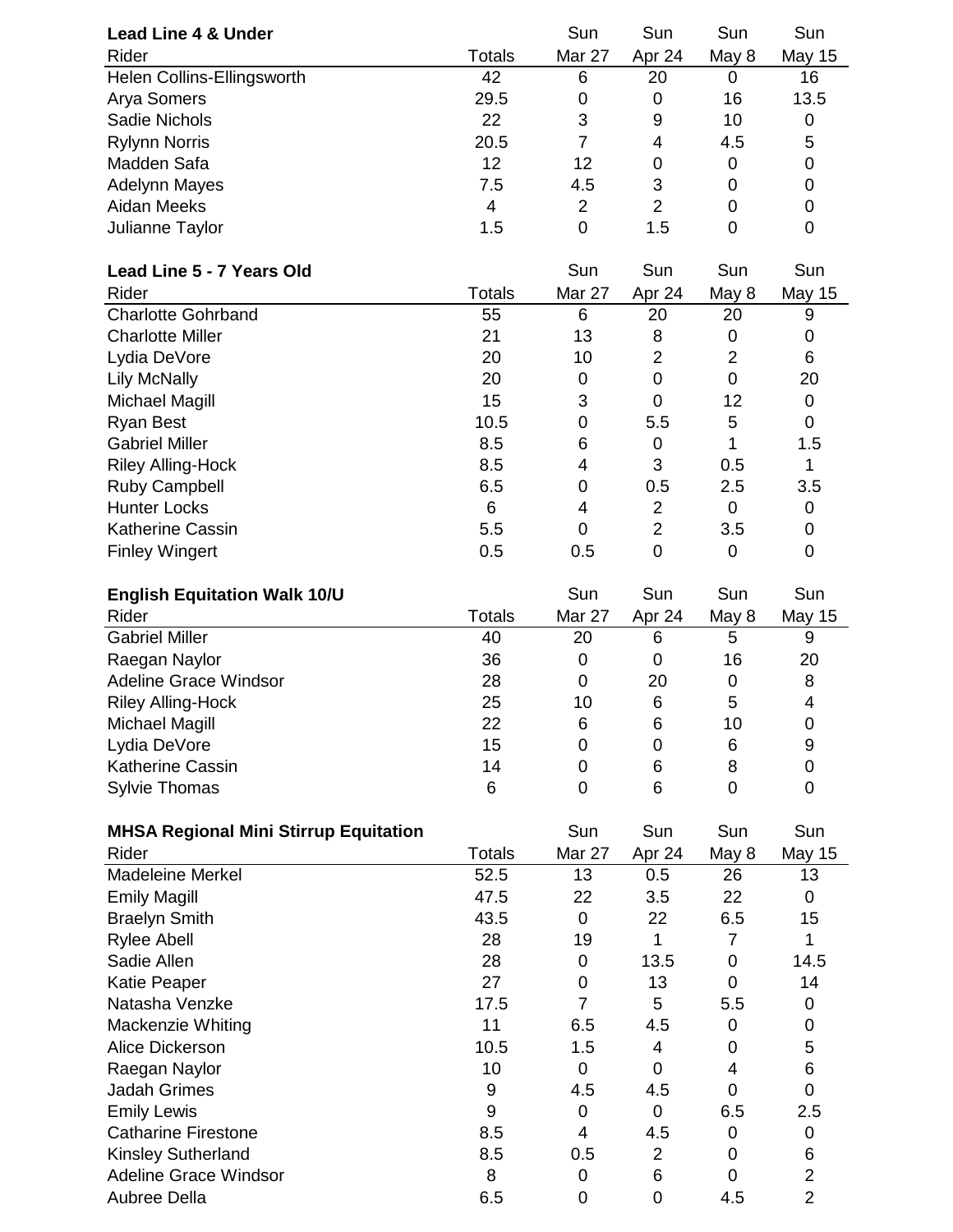| Lead Line 4 & Under | | Sun | Sun | Sun | Sun |
|---|---|---|---|---|---|
| Rider | Totals | Mar 27 | Apr 24 | May 8 | May 15 |
| Helen Collins-Ellingsworth | 42 | 6 | 20 | 0 | 16 |
| Arya Somers | 29.5 | 0 | 0 | 16 | 13.5 |
| Sadie Nichols | 22 | 3 | 9 | 10 | 0 |
| Rylynn Norris | 20.5 | 7 | 4 | 4.5 | 5 |
| Madden Safa | 12 | 12 | 0 | 0 | 0 |
| Adelynn Mayes | 7.5 | 4.5 | 3 | 0 | 0 |
| Aidan Meeks | 4 | 2 | 2 | 0 | 0 |
| Julianne Taylor | 1.5 | 0 | 1.5 | 0 | 0 |

| Lead Line 5 - 7 Years Old | | Sun | Sun | Sun | Sun |
|---|---|---|---|---|---|
| Rider | Totals | Mar 27 | Apr 24 | May 8 | May 15 |
| Charlotte Gohrband | 55 | 6 | 20 | 20 | 9 |
| Charlotte Miller | 21 | 13 | 8 | 0 | 0 |
| Lydia DeVore | 20 | 10 | 2 | 2 | 6 |
| Lily McNally | 20 | 0 | 0 | 0 | 20 |
| Michael Magill | 15 | 3 | 0 | 12 | 0 |
| Ryan Best | 10.5 | 0 | 5.5 | 5 | 0 |
| Gabriel Miller | 8.5 | 6 | 0 | 1 | 1.5 |
| Riley Alling-Hock | 8.5 | 4 | 3 | 0.5 | 1 |
| Ruby Campbell | 6.5 | 0 | 0.5 | 2.5 | 3.5 |
| Hunter Locks | 6 | 4 | 2 | 0 | 0 |
| Katherine Cassin | 5.5 | 0 | 2 | 3.5 | 0 |
| Finley Wingert | 0.5 | 0.5 | 0 | 0 | 0 |

| English Equitation Walk 10/U | | Sun | Sun | Sun | Sun |
|---|---|---|---|---|---|
| Rider | Totals | Mar 27 | Apr 24 | May 8 | May 15 |
| Gabriel Miller | 40 | 20 | 6 | 5 | 9 |
| Raegan Naylor | 36 | 0 | 0 | 16 | 20 |
| Adeline Grace Windsor | 28 | 0 | 20 | 0 | 8 |
| Riley Alling-Hock | 25 | 10 | 6 | 5 | 4 |
| Michael Magill | 22 | 6 | 6 | 10 | 0 |
| Lydia DeVore | 15 | 0 | 0 | 6 | 9 |
| Katherine Cassin | 14 | 0 | 6 | 8 | 0 |
| Sylvie Thomas | 6 | 0 | 6 | 0 | 0 |

| MHSA Regional Mini Stirrup Equitation | | Sun | Sun | Sun | Sun |
|---|---|---|---|---|---|
| Rider | Totals | Mar 27 | Apr 24 | May 8 | May 15 |
| Madeleine Merkel | 52.5 | 13 | 0.5 | 26 | 13 |
| Emily Magill | 47.5 | 22 | 3.5 | 22 | 0 |
| Braelyn Smith | 43.5 | 0 | 22 | 6.5 | 15 |
| Rylee Abell | 28 | 19 | 1 | 7 | 1 |
| Sadie Allen | 28 | 0 | 13.5 | 0 | 14.5 |
| Katie Peaper | 27 | 0 | 13 | 0 | 14 |
| Natasha Venzke | 17.5 | 7 | 5 | 5.5 | 0 |
| Mackenzie Whiting | 11 | 6.5 | 4.5 | 0 | 0 |
| Alice Dickerson | 10.5 | 1.5 | 4 | 0 | 5 |
| Raegan Naylor | 10 | 0 | 0 | 4 | 6 |
| Jadah Grimes | 9 | 4.5 | 4.5 | 0 | 0 |
| Emily Lewis | 9 | 0 | 0 | 6.5 | 2.5 |
| Catharine Firestone | 8.5 | 4 | 4.5 | 0 | 0 |
| Kinsley Sutherland | 8.5 | 0.5 | 2 | 0 | 6 |
| Adeline Grace Windsor | 8 | 0 | 6 | 0 | 2 |
| Aubree Della | 6.5 | 0 | 0 | 4.5 | 2 |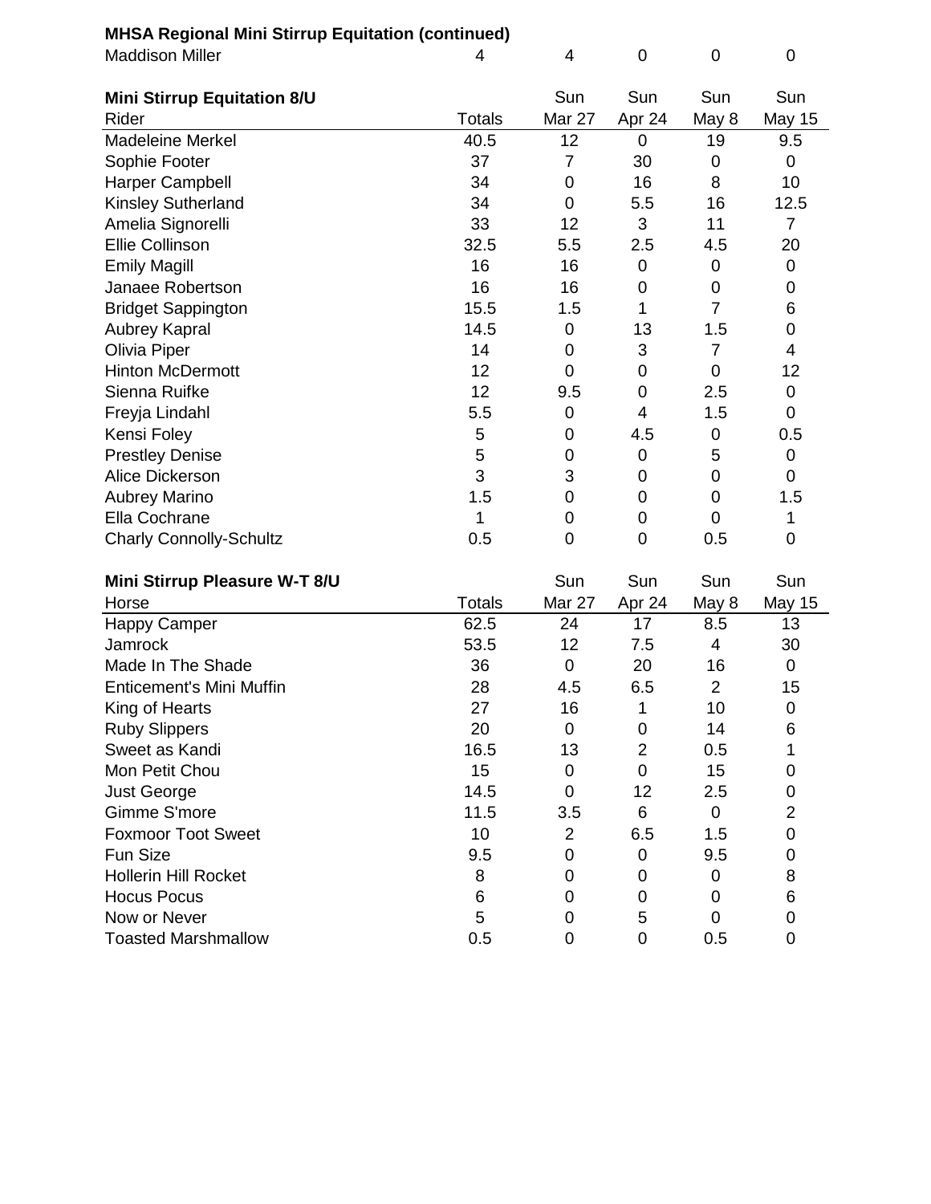**MHSA Regional Mini Stirrup Equitation (continued)**

| | | | | | |
|---|---|---|---|---|---|
| Maddison Miller | 4 | 4 | 0 | 0 | 0 |

| **Mini Stirrup Equitation 8/U** | | Sun | Sun | Sun | Sun |
|---|---|---|---|---|---|
| Rider | Totals | Mar 27 | Apr 24 | May 8 | May 15 |
| Madeleine Merkel | 40.5 | 12 | 0 | 19 | 9.5 |
| Sophie Footer | 37 | 7 | 30 | 0 | 0 |
| Harper Campbell | 34 | 0 | 16 | 8 | 10 |
| Kinsley Sutherland | 34 | 0 | 5.5 | 16 | 12.5 |
| Amelia Signorelli | 33 | 12 | 3 | 11 | 7 |
| Ellie Collinson | 32.5 | 5.5 | 2.5 | 4.5 | 20 |
| Emily Magill | 16 | 16 | 0 | 0 | 0 |
| Janaee Robertson | 16 | 16 | 0 | 0 | 0 |
| Bridget Sappington | 15.5 | 1.5 | 1 | 7 | 6 |
| Aubrey Kapral | 14.5 | 0 | 13 | 1.5 | 0 |
| Olivia Piper | 14 | 0 | 3 | 7 | 4 |
| Hinton McDermott | 12 | 0 | 0 | 0 | 12 |
| Sienna Ruifke | 12 | 9.5 | 0 | 2.5 | 0 |
| Freyja Lindahl | 5.5 | 0 | 4 | 1.5 | 0 |
| Kensi Foley | 5 | 0 | 4.5 | 0 | 0.5 |
| Prestley Denise | 5 | 0 | 0 | 5 | 0 |
| Alice Dickerson | 3 | 3 | 0 | 0 | 0 |
| Aubrey Marino | 1.5 | 0 | 0 | 0 | 1.5 |
| Ella Cochrane | 1 | 0 | 0 | 0 | 1 |
| Charly Connolly-Schultz | 0.5 | 0 | 0 | 0.5 | 0 |

| **Mini Stirrup Pleasure W-T 8/U** | | Sun | Sun | Sun | Sun |
|---|---|---|---|---|---|
| Horse | Totals | Mar 27 | Apr 24 | May 8 | May 15 |
| Happy Camper | 62.5 | 24 | 17 | 8.5 | 13 |
| Jamrock | 53.5 | 12 | 7.5 | 4 | 30 |
| Made In The Shade | 36 | 0 | 20 | 16 | 0 |
| Enticement's Mini Muffin | 28 | 4.5 | 6.5 | 2 | 15 |
| King of Hearts | 27 | 16 | 1 | 10 | 0 |
| Ruby Slippers | 20 | 0 | 0 | 14 | 6 |
| Sweet as Kandi | 16.5 | 13 | 2 | 0.5 | 1 |
| Mon Petit Chou | 15 | 0 | 0 | 15 | 0 |
| Just George | 14.5 | 0 | 12 | 2.5 | 0 |
| Gimme S'more | 11.5 | 3.5 | 6 | 0 | 2 |
| Foxmoor Toot Sweet | 10 | 2 | 6.5 | 1.5 | 0 |
| Fun Size | 9.5 | 0 | 0 | 9.5 | 0 |
| Hollerin Hill Rocket | 8 | 0 | 0 | 0 | 8 |
| Hocus Pocus | 6 | 0 | 0 | 0 | 6 |
| Now or Never | 5 | 0 | 5 | 0 | 0 |
| Toasted Marshmallow | 0.5 | 0 | 0 | 0.5 | 0 |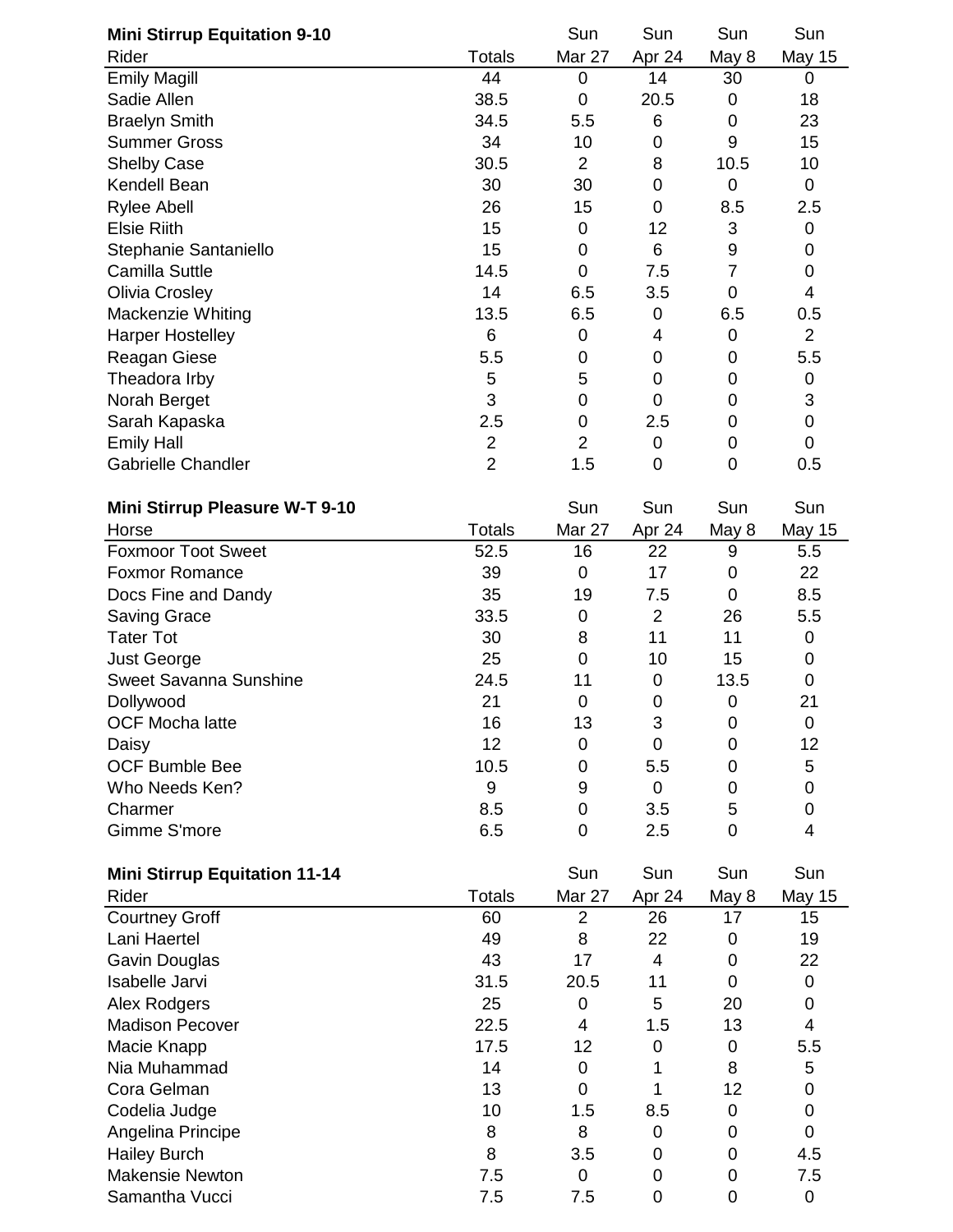**Mini Stirrup Equitation 9-10**

| Rider | Totals | Sun Mar 27 | Sun Apr 24 | Sun May 8 | Sun May 15 |
|---|---|---|---|---|---|
| Emily Magill | 44 | 0 | 14 | 30 | 0 |
| Sadie Allen | 38.5 | 0 | 20.5 | 0 | 18 |
| Braelyn Smith | 34.5 | 5.5 | 6 | 0 | 23 |
| Summer Gross | 34 | 10 | 0 | 9 | 15 |
| Shelby Case | 30.5 | 2 | 8 | 10.5 | 10 |
| Kendell Bean | 30 | 30 | 0 | 0 | 0 |
| Rylee Abell | 26 | 15 | 0 | 8.5 | 2.5 |
| Elsie Riith | 15 | 0 | 12 | 3 | 0 |
| Stephanie Santaniello | 15 | 0 | 6 | 9 | 0 |
| Camilla Suttle | 14.5 | 0 | 7.5 | 7 | 0 |
| Olivia Crosley | 14 | 6.5 | 3.5 | 0 | 4 |
| Mackenzie Whiting | 13.5 | 6.5 | 0 | 6.5 | 0.5 |
| Harper Hostelley | 6 | 0 | 4 | 0 | 2 |
| Reagan Giese | 5.5 | 0 | 0 | 0 | 5.5 |
| Theadora Irby | 5 | 5 | 0 | 0 | 0 |
| Norah Berget | 3 | 0 | 0 | 0 | 3 |
| Sarah Kapaska | 2.5 | 0 | 2.5 | 0 | 0 |
| Emily Hall | 2 | 2 | 0 | 0 | 0 |
| Gabrielle Chandler | 2 | 1.5 | 0 | 0 | 0.5 |

**Mini Stirrup Pleasure W-T 9-10**

| Horse | Totals | Sun Mar 27 | Sun Apr 24 | Sun May 8 | Sun May 15 |
|---|---|---|---|---|---|
| Foxmoor Toot Sweet | 52.5 | 16 | 22 | 9 | 5.5 |
| Foxmor Romance | 39 | 0 | 17 | 0 | 22 |
| Docs Fine and Dandy | 35 | 19 | 7.5 | 0 | 8.5 |
| Saving Grace | 33.5 | 0 | 2 | 26 | 5.5 |
| Tater Tot | 30 | 8 | 11 | 11 | 0 |
| Just George | 25 | 0 | 10 | 15 | 0 |
| Sweet Savanna Sunshine | 24.5 | 11 | 0 | 13.5 | 0 |
| Dollywood | 21 | 0 | 0 | 0 | 21 |
| OCF Mocha latte | 16 | 13 | 3 | 0 | 0 |
| Daisy | 12 | 0 | 0 | 0 | 12 |
| OCF Bumble Bee | 10.5 | 0 | 5.5 | 0 | 5 |
| Who Needs Ken? | 9 | 9 | 0 | 0 | 0 |
| Charmer | 8.5 | 0 | 3.5 | 5 | 0 |
| Gimme S'more | 6.5 | 0 | 2.5 | 0 | 4 |

**Mini Stirrup Equitation 11-14**

| Rider | Totals | Sun Mar 27 | Sun Apr 24 | Sun May 8 | Sun May 15 |
|---|---|---|---|---|---|
| Courtney Groff | 60 | 2 | 26 | 17 | 15 |
| Lani Haertel | 49 | 8 | 22 | 0 | 19 |
| Gavin Douglas | 43 | 17 | 4 | 0 | 22 |
| Isabelle Jarvi | 31.5 | 20.5 | 11 | 0 | 0 |
| Alex Rodgers | 25 | 0 | 5 | 20 | 0 |
| Madison Pecover | 22.5 | 4 | 1.5 | 13 | 4 |
| Macie Knapp | 17.5 | 12 | 0 | 0 | 5.5 |
| Nia Muhammad | 14 | 0 | 1 | 8 | 5 |
| Cora Gelman | 13 | 0 | 1 | 12 | 0 |
| Codelia Judge | 10 | 1.5 | 8.5 | 0 | 0 |
| Angelina Principe | 8 | 8 | 0 | 0 | 0 |
| Hailey Burch | 8 | 3.5 | 0 | 0 | 4.5 |
| Makensie Newton | 7.5 | 0 | 0 | 0 | 7.5 |
| Samantha Vucci | 7.5 | 7.5 | 0 | 0 | 0 |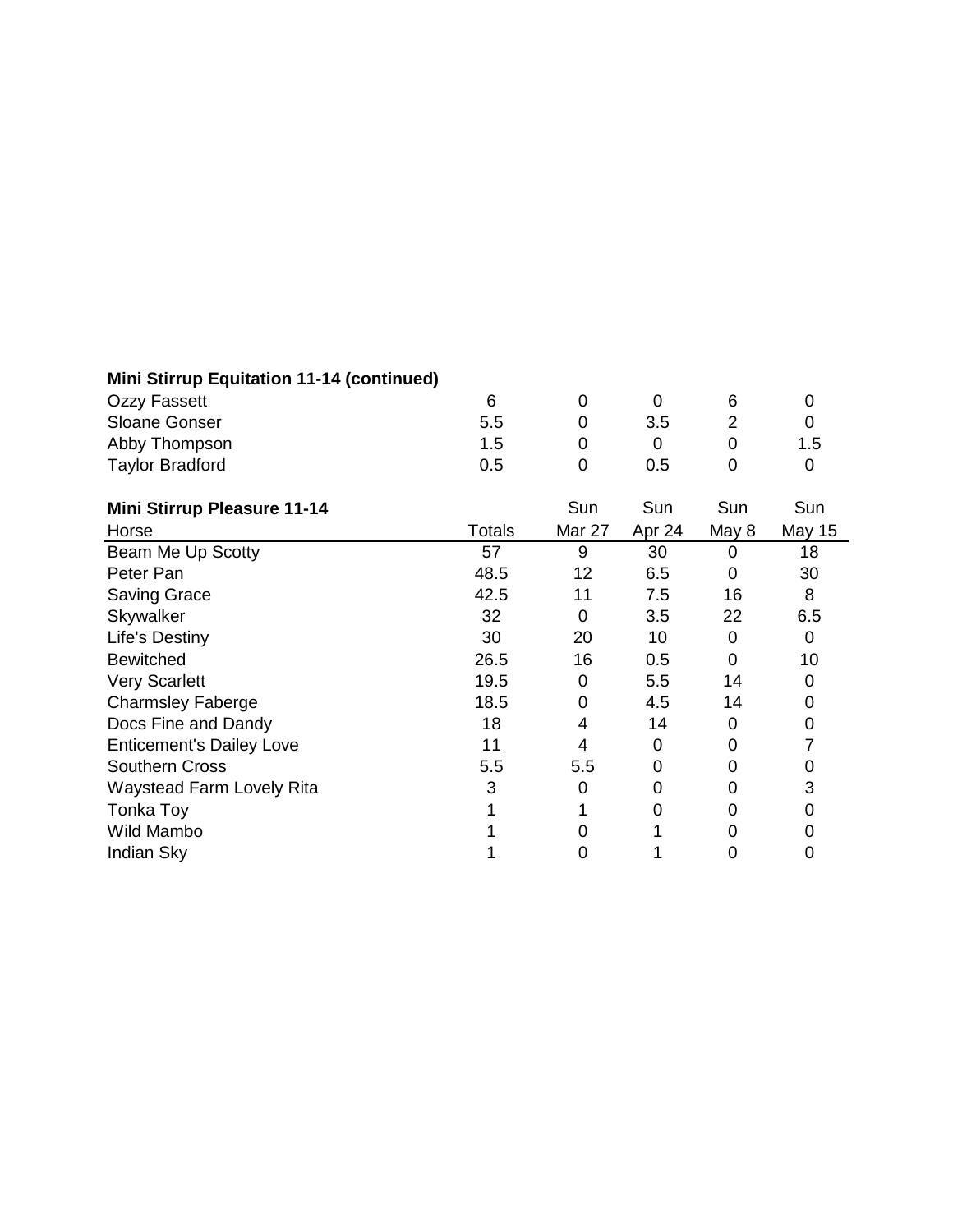**Mini Stirrup Equitation 11-14 (continued)**

| | | | | | |
|---|---|---|---|---|---|
| Ozzy Fassett | 6 | 0 | 0 | 6 | 0 |
| Sloane Gonser | 5.5 | 0 | 3.5 | 2 | 0 |
| Abby Thompson | 1.5 | 0 | 0 | 0 | 1.5 |
| Taylor Bradford | 0.5 | 0 | 0.5 | 0 | 0 |

**Mini Stirrup Pleasure 11-14**

| Horse | Totals | Sun Mar 27 | Sun Apr 24 | Sun May 8 | Sun May 15 |
|---|---|---|---|---|---|
| Beam Me Up Scotty | 57 | 9 | 30 | 0 | 18 |
| Peter Pan | 48.5 | 12 | 6.5 | 0 | 30 |
| Saving Grace | 42.5 | 11 | 7.5 | 16 | 8 |
| Skywalker | 32 | 0 | 3.5 | 22 | 6.5 |
| Life's Destiny | 30 | 20 | 10 | 0 | 0 |
| Bewitched | 26.5 | 16 | 0.5 | 0 | 10 |
| Very Scarlett | 19.5 | 0 | 5.5 | 14 | 0 |
| Charmsley Faberge | 18.5 | 0 | 4.5 | 14 | 0 |
| Docs Fine and Dandy | 18 | 4 | 14 | 0 | 0 |
| Enticement's Dailey Love | 11 | 4 | 0 | 0 | 7 |
| Southern Cross | 5.5 | 5.5 | 0 | 0 | 0 |
| Waystead Farm Lovely Rita | 3 | 0 | 0 | 0 | 3 |
| Tonka Toy | 1 | 1 | 0 | 0 | 0 |
| Wild Mambo | 1 | 0 | 1 | 0 | 0 |
| Indian Sky | 1 | 0 | 1 | 0 | 0 |